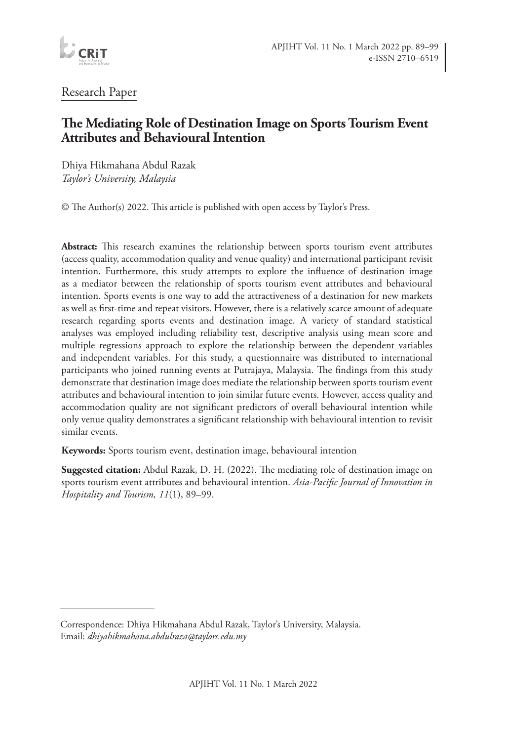Research Paper

# The Mediating Role of Destination Image on Sports Tourism Event Attributes and Behavioural Intention

Dhiya Hikmahana Abdul Razak
*Taylor's University, Malaysia*

© The Author(s) 2022. This article is published with open access by Taylor's Press.

---

**Abstract:** This research examines the relationship between sports tourism event attributes (access quality, accommodation quality and venue quality) and international participant revisit intention. Furthermore, this study attempts to explore the influence of destination image as a mediator between the relationship of sports tourism event attributes and behavioural intention. Sports events is one way to add the attractiveness of a destination for new markets as well as first-time and repeat visitors. However, there is a relatively scarce amount of adequate research regarding sports events and destination image. A variety of standard statistical analyses was employed including reliability test, descriptive analysis using mean score and multiple regressions approach to explore the relationship between the dependent variables and independent variables. For this study, a questionnaire was distributed to international participants who joined running events at Putrajaya, Malaysia. The findings from this study demonstrate that destination image does mediate the relationship between sports tourism event attributes and behavioural intention to join similar future events. However, access quality and accommodation quality are not significant predictors of overall behavioural intention while only venue quality demonstrates a significant relationship with behavioural intention to revisit similar events.

**Keywords:** Sports tourism event, destination image, behavioural intention

**Suggested citation:** Abdul Razak, D. H. (2022). The mediating role of destination image on sports tourism event attributes and behavioural intention. *Asia-Pacific Journal of Innovation in Hospitality and Tourism, 11*(1), 89–99.

---

Correspondence: Dhiya Hikmahana Abdul Razak, Taylor's University, Malaysia. Email: *dhiyahikmahana.abdulraza@taylors.edu.my*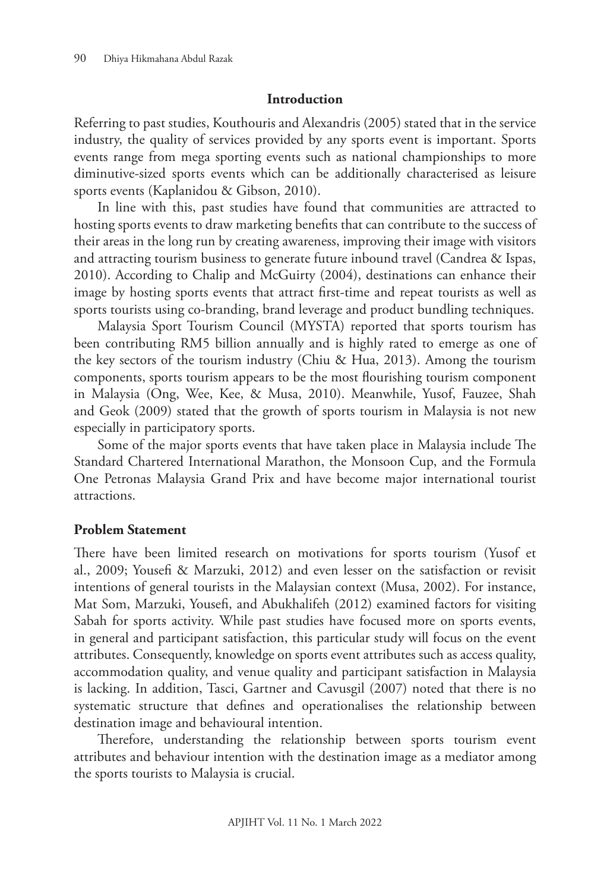## Introduction

Referring to past studies, Kouthouris and Alexandris (2005) stated that in the service industry, the quality of services provided by any sports event is important. Sports events range from mega sporting events such as national championships to more diminutive-sized sports events which can be additionally characterised as leisure sports events (Kaplanidou & Gibson, 2010).

In line with this, past studies have found that communities are attracted to hosting sports events to draw marketing benefits that can contribute to the success of their areas in the long run by creating awareness, improving their image with visitors and attracting tourism business to generate future inbound travel (Candrea & Ispas, 2010). According to Chalip and McGuirty (2004), destinations can enhance their image by hosting sports events that attract first-time and repeat tourists as well as sports tourists using co-branding, brand leverage and product bundling techniques.

Malaysia Sport Tourism Council (MYSTA) reported that sports tourism has been contributing RM5 billion annually and is highly rated to emerge as one of the key sectors of the tourism industry (Chiu & Hua, 2013). Among the tourism components, sports tourism appears to be the most flourishing tourism component in Malaysia (Ong, Wee, Kee, & Musa, 2010). Meanwhile, Yusof, Fauzee, Shah and Geok (2009) stated that the growth of sports tourism in Malaysia is not new especially in participatory sports.

Some of the major sports events that have taken place in Malaysia include The Standard Chartered International Marathon, the Monsoon Cup, and the Formula One Petronas Malaysia Grand Prix and have become major international tourist attractions.

### Problem Statement

There have been limited research on motivations for sports tourism (Yusof et al., 2009; Yousefi & Marzuki, 2012) and even lesser on the satisfaction or revisit intentions of general tourists in the Malaysian context (Musa, 2002). For instance, Mat Som, Marzuki, Yousefi, and Abukhalifeh (2012) examined factors for visiting Sabah for sports activity. While past studies have focused more on sports events, in general and participant satisfaction, this particular study will focus on the event attributes. Consequently, knowledge on sports event attributes such as access quality, accommodation quality, and venue quality and participant satisfaction in Malaysia is lacking. In addition, Tasci, Gartner and Cavusgil (2007) noted that there is no systematic structure that defines and operationalises the relationship between destination image and behavioural intention.

Therefore, understanding the relationship between sports tourism event attributes and behaviour intention with the destination image as a mediator among the sports tourists to Malaysia is crucial.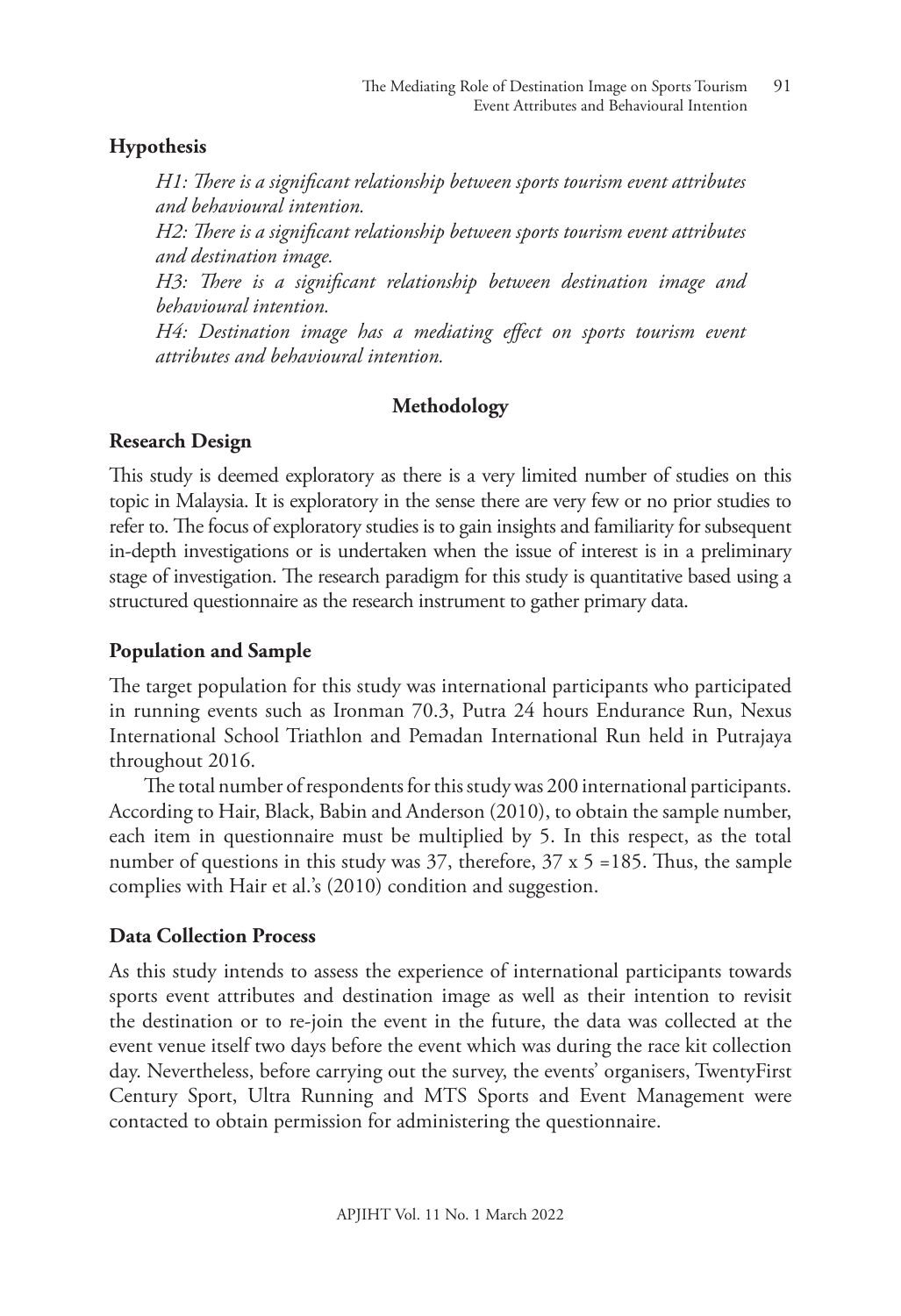## Hypothesis

*H1: There is a significant relationship between sports tourism event attributes and behavioural intention.*

*H2: There is a significant relationship between sports tourism event attributes and destination image.*

*H3: There is a significant relationship between destination image and behavioural intention.*

*H4: Destination image has a mediating effect on sports tourism event attributes and behavioural intention.*

## Methodology

### Research Design

This study is deemed exploratory as there is a very limited number of studies on this topic in Malaysia. It is exploratory in the sense there are very few or no prior studies to refer to. The focus of exploratory studies is to gain insights and familiarity for subsequent in-depth investigations or is undertaken when the issue of interest is in a preliminary stage of investigation. The research paradigm for this study is quantitative based using a structured questionnaire as the research instrument to gather primary data.

### Population and Sample

The target population for this study was international participants who participated in running events such as Ironman 70.3, Putra 24 hours Endurance Run, Nexus International School Triathlon and Pemadan International Run held in Putrajaya throughout 2016.

The total number of respondents for this study was 200 international participants. According to Hair, Black, Babin and Anderson (2010), to obtain the sample number, each item in questionnaire must be multiplied by 5. In this respect, as the total number of questions in this study was 37, therefore, 37 x 5 =185. Thus, the sample complies with Hair et al.'s (2010) condition and suggestion.

### Data Collection Process

As this study intends to assess the experience of international participants towards sports event attributes and destination image as well as their intention to revisit the destination or to re-join the event in the future, the data was collected at the event venue itself two days before the event which was during the race kit collection day. Nevertheless, before carrying out the survey, the events' organisers, TwentyFirst Century Sport, Ultra Running and MTS Sports and Event Management were contacted to obtain permission for administering the questionnaire.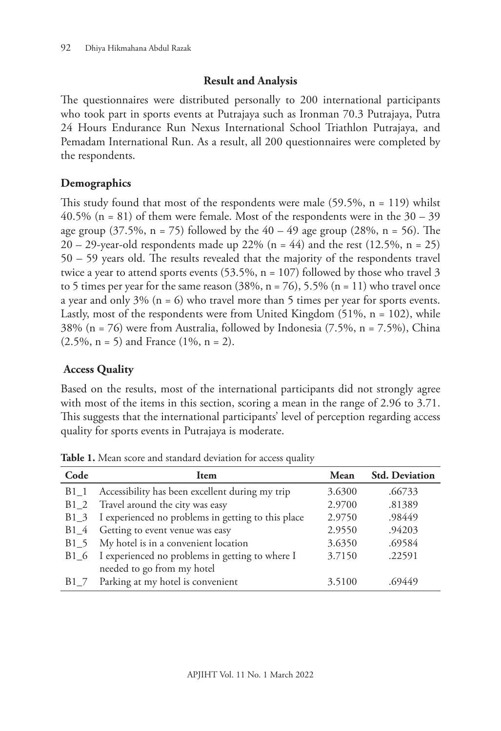## Result and Analysis

The questionnaires were distributed personally to 200 international participants who took part in sports events at Putrajaya such as Ironman 70.3 Putrajaya, Putra 24 Hours Endurance Run Nexus International School Triathlon Putrajaya, and Pemadam International Run. As a result, all 200 questionnaires were completed by the respondents.

### Demographics

This study found that most of the respondents were male (59.5%, n = 119) whilst 40.5% (n = 81) of them were female. Most of the respondents were in the 30 – 39 age group (37.5%, n = 75) followed by the 40 – 49 age group (28%, n = 56). The 20 – 29-year-old respondents made up 22% (n = 44) and the rest (12.5%, n = 25) 50 – 59 years old. The results revealed that the majority of the respondents travel twice a year to attend sports events (53.5%, n = 107) followed by those who travel 3 to 5 times per year for the same reason (38%, n = 76), 5.5% (n = 11) who travel once a year and only 3% (n = 6) who travel more than 5 times per year for sports events. Lastly, most of the respondents were from United Kingdom (51%, n = 102), while 38% (n = 76) were from Australia, followed by Indonesia (7.5%, n = 7.5%), China (2.5%, n = 5) and France (1%, n = 2).

### Access Quality

Based on the results, most of the international participants did not strongly agree with most of the items in this section, scoring a mean in the range of 2.96 to 3.71. This suggests that the international participants' level of perception regarding access quality for sports events in Putrajaya is moderate.

**Table 1.** Mean score and standard deviation for access quality

| Code | Item | Mean | Std. Deviation |
|---|---|---|---|
| B1_1 | Accessibility has been excellent during my trip | 3.6300 | .66733 |
| B1_2 | Travel around the city was easy | 2.9700 | .81389 |
| B1_3 | I experienced no problems in getting to this place | 2.9750 | .98449 |
| B1_4 | Getting to event venue was easy | 2.9550 | .94203 |
| B1_5 | My hotel is in a convenient location | 3.6350 | .69584 |
| B1_6 | I experienced no problems in getting to where I needed to go from my hotel | 3.7150 | .22591 |
| B1_7 | Parking at my hotel is convenient | 3.5100 | .69449 |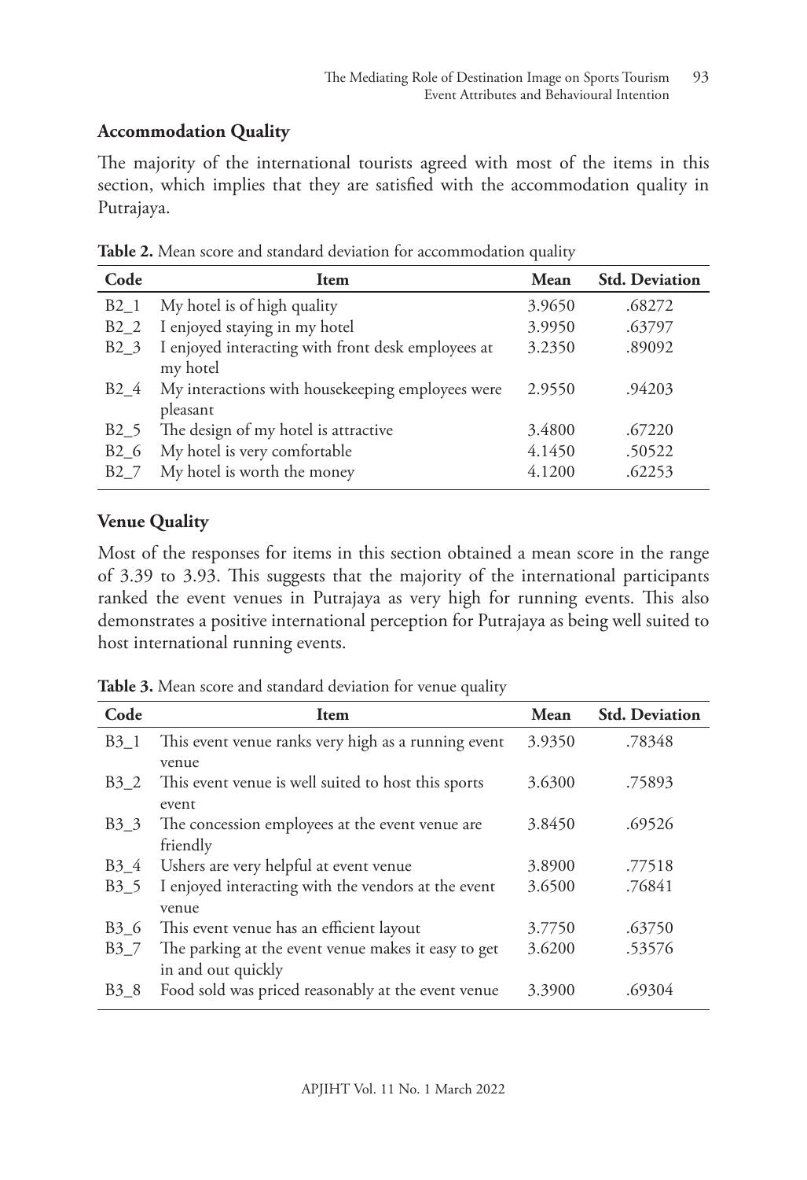### Accommodation Quality

The majority of the international tourists agreed with most of the items in this section, which implies that they are satisfied with the accommodation quality in Putrajaya.

**Table 2.** Mean score and standard deviation for accommodation quality

| Code | Item | Mean | Std. Deviation |
|---|---|---|---|
| B2_1 | My hotel is of high quality | 3.9650 | .68272 |
| B2_2 | I enjoyed staying in my hotel | 3.9950 | .63797 |
| B2_3 | I enjoyed interacting with front desk employees at my hotel | 3.2350 | .89092 |
| B2_4 | My interactions with housekeeping employees were pleasant | 2.9550 | .94203 |
| B2_5 | The design of my hotel is attractive | 3.4800 | .67220 |
| B2_6 | My hotel is very comfortable | 4.1450 | .50522 |
| B2_7 | My hotel is worth the money | 4.1200 | .62253 |

### Venue Quality

Most of the responses for items in this section obtained a mean score in the range of 3.39 to 3.93. This suggests that the majority of the international participants ranked the event venues in Putrajaya as very high for running events. This also demonstrates a positive international perception for Putrajaya as being well suited to host international running events.

**Table 3.** Mean score and standard deviation for venue quality

| Code | Item | Mean | Std. Deviation |
|---|---|---|---|
| B3_1 | This event venue ranks very high as a running event venue | 3.9350 | .78348 |
| B3_2 | This event venue is well suited to host this sports event | 3.6300 | .75893 |
| B3_3 | The concession employees at the event venue are friendly | 3.8450 | .69526 |
| B3_4 | Ushers are very helpful at event venue | 3.8900 | .77518 |
| B3_5 | I enjoyed interacting with the vendors at the event venue | 3.6500 | .76841 |
| B3_6 | This event venue has an efficient layout | 3.7750 | .63750 |
| B3_7 | The parking at the event venue makes it easy to get in and out quickly | 3.6200 | .53576 |
| B3_8 | Food sold was priced reasonably at the event venue | 3.3900 | .69304 |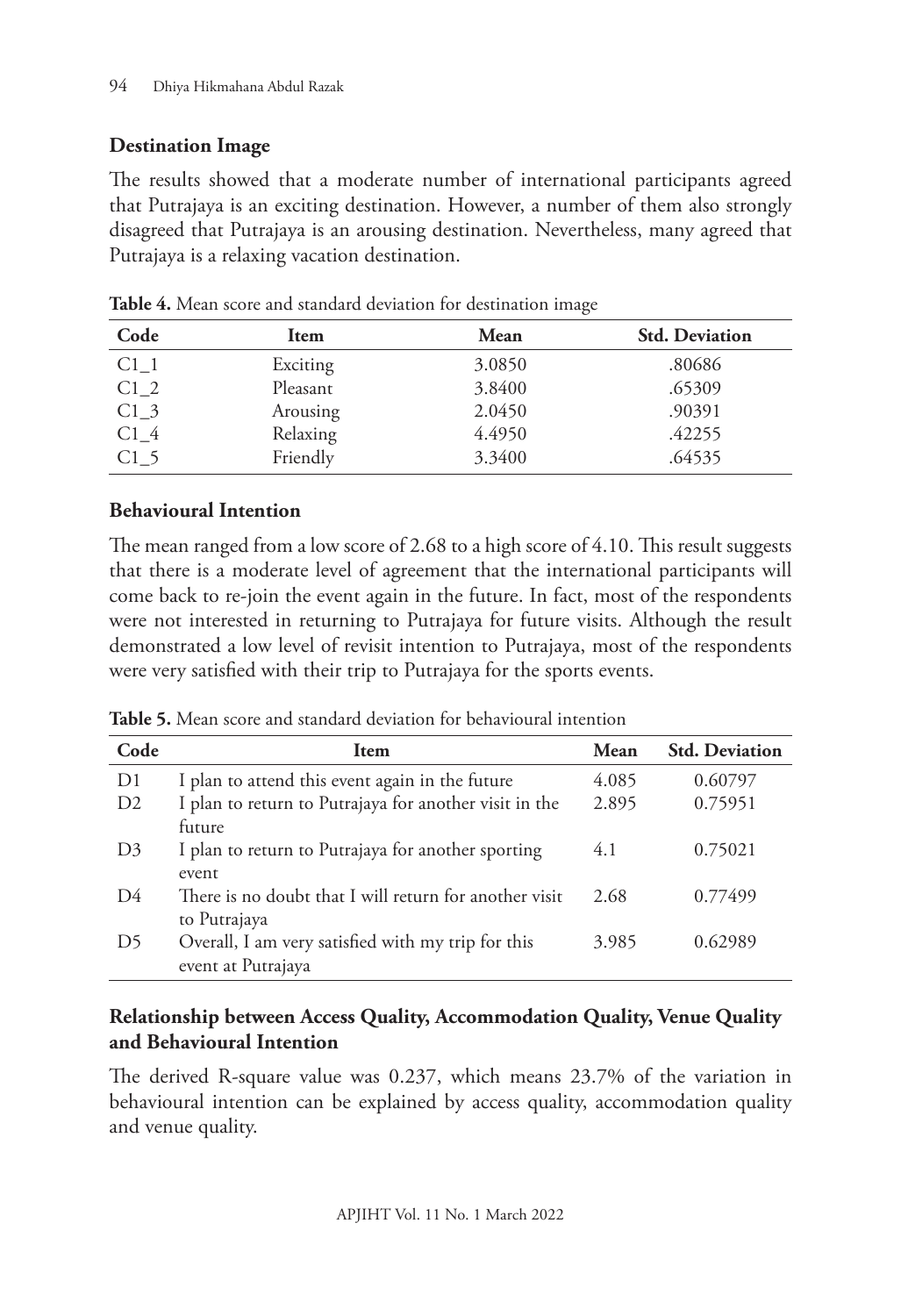### Destination Image

The results showed that a moderate number of international participants agreed that Putrajaya is an exciting destination. However, a number of them also strongly disagreed that Putrajaya is an arousing destination. Nevertheless, many agreed that Putrajaya is a relaxing vacation destination.

**Table 4.** Mean score and standard deviation for destination image

| Code | Item | Mean | Std. Deviation |
|---|---|---|---|
| C1_1 | Exciting | 3.0850 | .80686 |
| C1_2 | Pleasant | 3.8400 | .65309 |
| C1_3 | Arousing | 2.0450 | .90391 |
| C1_4 | Relaxing | 4.4950 | .42255 |
| C1_5 | Friendly | 3.3400 | .64535 |

### Behavioural Intention

The mean ranged from a low score of 2.68 to a high score of 4.10. This result suggests that there is a moderate level of agreement that the international participants will come back to re-join the event again in the future. In fact, most of the respondents were not interested in returning to Putrajaya for future visits. Although the result demonstrated a low level of revisit intention to Putrajaya, most of the respondents were very satisfied with their trip to Putrajaya for the sports events.

**Table 5.** Mean score and standard deviation for behavioural intention

| Code | Item | Mean | Std. Deviation |
|---|---|---|---|
| D1 | I plan to attend this event again in the future | 4.085 | 0.60797 |
| D2 | I plan to return to Putrajaya for another visit in the future | 2.895 | 0.75951 |
| D3 | I plan to return to Putrajaya for another sporting event | 4.1 | 0.75021 |
| D4 | There is no doubt that I will return for another visit to Putrajaya | 2.68 | 0.77499 |
| D5 | Overall, I am very satisfied with my trip for this event at Putrajaya | 3.985 | 0.62989 |

### Relationship between Access Quality, Accommodation Quality, Venue Quality and Behavioural Intention

The derived R-square value was 0.237, which means 23.7% of the variation in behavioural intention can be explained by access quality, accommodation quality and venue quality.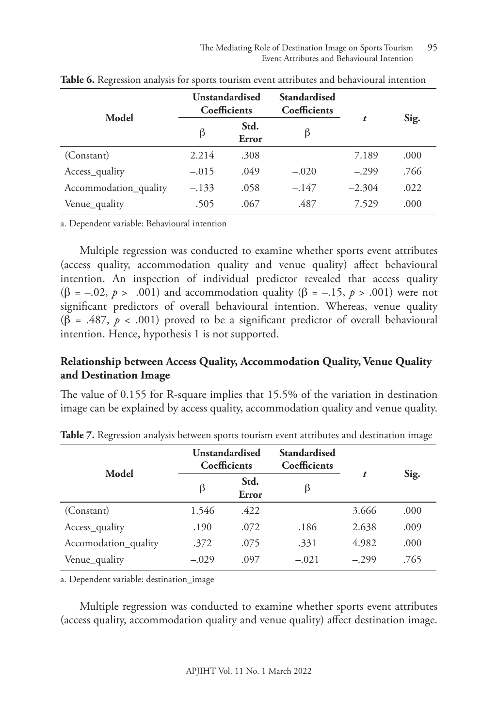**Table 6.** Regression analysis for sports tourism event attributes and behavioural intention

| Model | Unstandardised Coefficients | | Standardised Coefficients | $t$ | Sig. |
|---|---|---|---|---|---|
| | β | Std. Error | β | | |
| (Constant) | 2.214 | .308 | | 7.189 | .000 |
| Access_quality | –.015 | .049 | –.020 | –.299 | .766 |
| Accommodation_quality | –.133 | .058 | –.147 | –2.304 | .022 |
| Venue_quality | .505 | .067 | .487 | 7.529 | .000 |

a. Dependent variable: Behavioural intention

Multiple regression was conducted to examine whether sports event attributes (access quality, accommodation quality and venue quality) affect behavioural intention. An inspection of individual predictor revealed that access quality ($\beta = -.02$, $p > .001$) and accommodation quality ($\beta = -.15$, $p > .001$) were not significant predictors of overall behavioural intention. Whereas, venue quality ($\beta = .487$, $p < .001$) proved to be a significant predictor of overall behavioural intention. Hence, hypothesis 1 is not supported.

### Relationship between Access Quality, Accommodation Quality, Venue Quality and Destination Image

The value of 0.155 for R-square implies that 15.5% of the variation in destination image can be explained by access quality, accommodation quality and venue quality.

**Table 7.** Regression analysis between sports tourism event attributes and destination image

| Model | Unstandardised Coefficients | | Standardised Coefficients | $t$ | Sig. |
|---|---|---|---|---|---|
| | β | Std. Error | β | | |
| (Constant) | 1.546 | .422 | | 3.666 | .000 |
| Access_quality | .190 | .072 | .186 | 2.638 | .009 |
| Accomodation_quality | .372 | .075 | .331 | 4.982 | .000 |
| Venue_quality | –.029 | .097 | –.021 | –.299 | .765 |

a. Dependent variable: destination_image

Multiple regression was conducted to examine whether sports event attributes (access quality, accommodation quality and venue quality) affect destination image.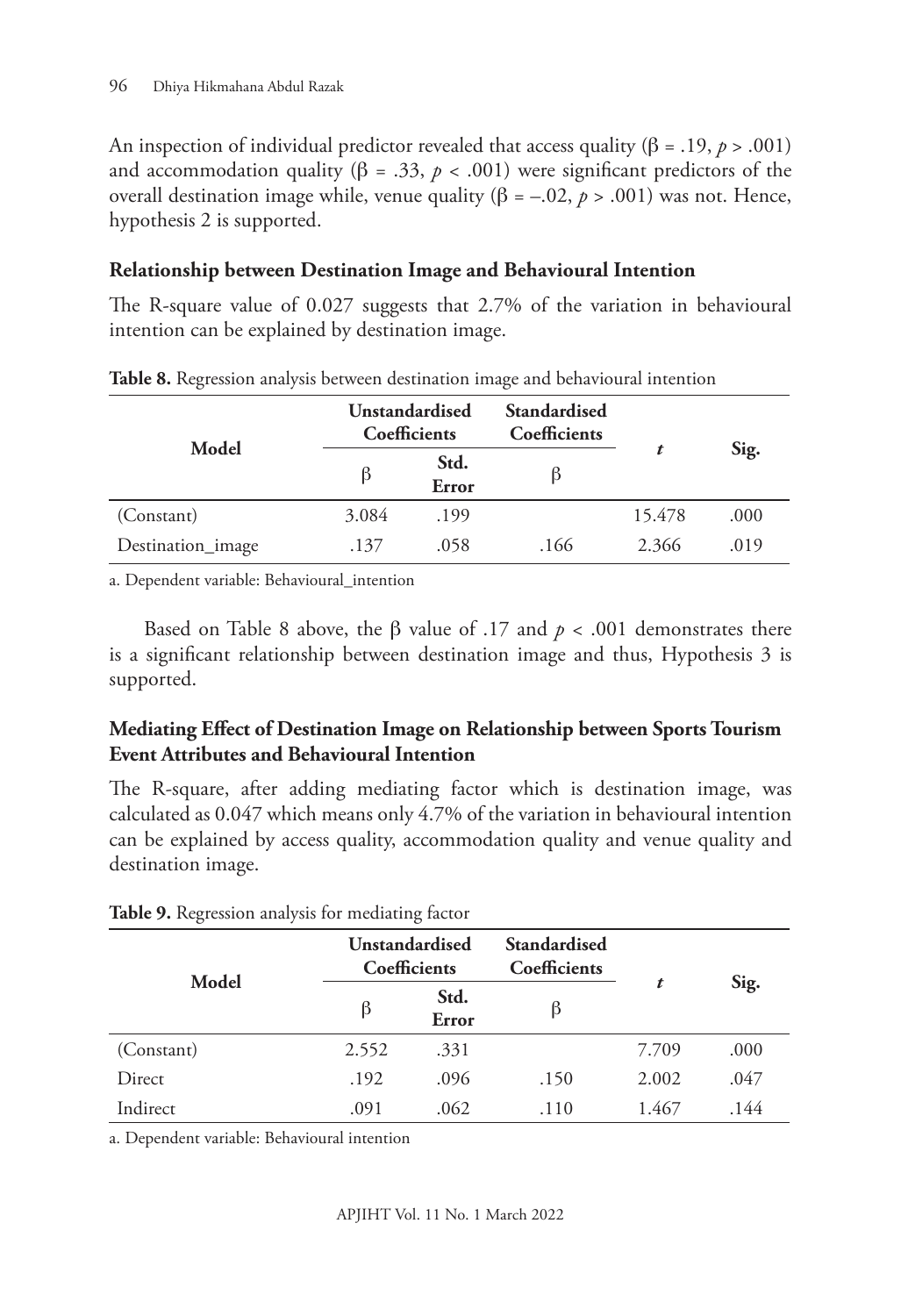An inspection of individual predictor revealed that access quality (β = .19, $p > .001$) and accommodation quality (β = .33, $p < .001$) were significant predictors of the overall destination image while, venue quality (β = –.02, $p > .001$) was not. Hence, hypothesis 2 is supported.

### Relationship between Destination Image and Behavioural Intention

The R-square value of 0.027 suggests that 2.7% of the variation in behavioural intention can be explained by destination image.

**Table 8.** Regression analysis between destination image and behavioural intention

| Model | Unstandardised Coefficients | | Standardised Coefficients | *t* | Sig. |
|---|---|---|---|---|---|
| | β | Std. Error | β | | |
| (Constant) | 3.084 | .199 | | 15.478 | .000 |
| Destination_image | .137 | .058 | .166 | 2.366 | .019 |

a. Dependent variable: Behavioural_intention

Based on Table 8 above, the β value of .17 and $p < .001$ demonstrates there is a significant relationship between destination image and thus, Hypothesis 3 is supported.

### Mediating Effect of Destination Image on Relationship between Sports Tourism Event Attributes and Behavioural Intention

The R-square, after adding mediating factor which is destination image, was calculated as 0.047 which means only 4.7% of the variation in behavioural intention can be explained by access quality, accommodation quality and venue quality and destination image.

**Table 9.** Regression analysis for mediating factor

| Model | Unstandardised Coefficients | | Standardised Coefficients | *t* | Sig. |
|---|---|---|---|---|---|
| | β | Std. Error | β | | |
| (Constant) | 2.552 | .331 | | 7.709 | .000 |
| Direct | .192 | .096 | .150 | 2.002 | .047 |
| Indirect | .091 | .062 | .110 | 1.467 | .144 |

a. Dependent variable: Behavioural intention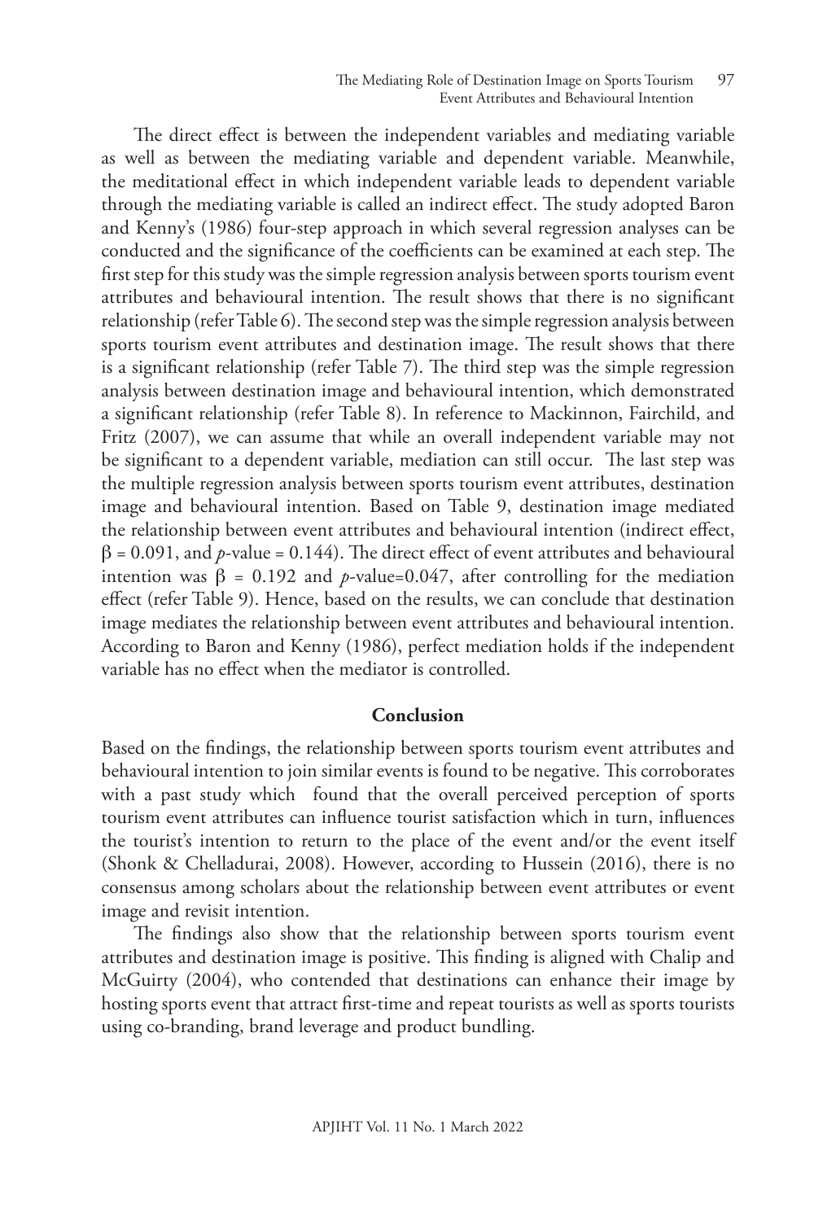The direct effect is between the independent variables and mediating variable as well as between the mediating variable and dependent variable. Meanwhile, the meditational effect in which independent variable leads to dependent variable through the mediating variable is called an indirect effect. The study adopted Baron and Kenny's (1986) four-step approach in which several regression analyses can be conducted and the significance of the coefficients can be examined at each step. The first step for this study was the simple regression analysis between sports tourism event attributes and behavioural intention. The result shows that there is no significant relationship (refer Table 6). The second step was the simple regression analysis between sports tourism event attributes and destination image. The result shows that there is a significant relationship (refer Table 7). The third step was the simple regression analysis between destination image and behavioural intention, which demonstrated a significant relationship (refer Table 8). In reference to Mackinnon, Fairchild, and Fritz (2007), we can assume that while an overall independent variable may not be significant to a dependent variable, mediation can still occur. The last step was the multiple regression analysis between sports tourism event attributes, destination image and behavioural intention. Based on Table 9, destination image mediated the relationship between event attributes and behavioural intention (indirect effect, $\beta = 0.091$, and $p$-value = 0.144). The direct effect of event attributes and behavioural intention was $\beta = 0.192$ and $p$-value=0.047, after controlling for the mediation effect (refer Table 9). Hence, based on the results, we can conclude that destination image mediates the relationship between event attributes and behavioural intention. According to Baron and Kenny (1986), perfect mediation holds if the independent variable has no effect when the mediator is controlled.

## Conclusion

Based on the findings, the relationship between sports tourism event attributes and behavioural intention to join similar events is found to be negative. This corroborates with a past study which found that the overall perceived perception of sports tourism event attributes can influence tourist satisfaction which in turn, influences the tourist's intention to return to the place of the event and/or the event itself (Shonk & Chelladurai, 2008). However, according to Hussein (2016), there is no consensus among scholars about the relationship between event attributes or event image and revisit intention.

The findings also show that the relationship between sports tourism event attributes and destination image is positive. This finding is aligned with Chalip and McGuirty (2004), who contended that destinations can enhance their image by hosting sports event that attract first-time and repeat tourists as well as sports tourists using co-branding, brand leverage and product bundling.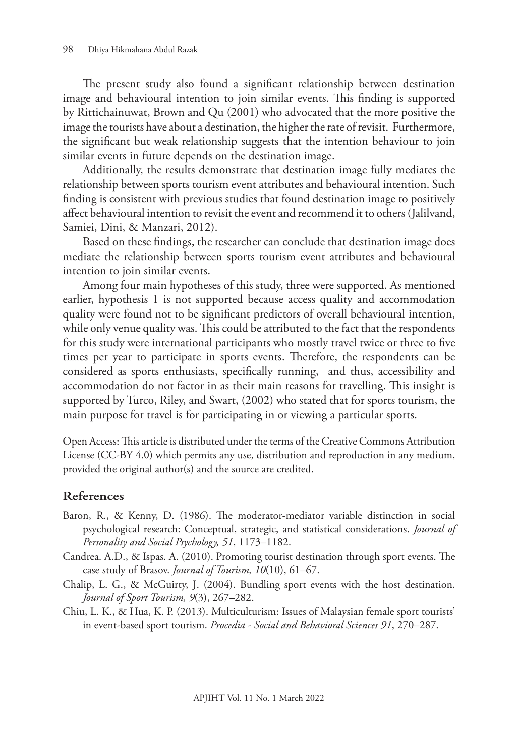The present study also found a significant relationship between destination image and behavioural intention to join similar events. This finding is supported by Rittichainuwat, Brown and Qu (2001) who advocated that the more positive the image the tourists have about a destination, the higher the rate of revisit. Furthermore, the significant but weak relationship suggests that the intention behaviour to join similar events in future depends on the destination image.

Additionally, the results demonstrate that destination image fully mediates the relationship between sports tourism event attributes and behavioural intention. Such finding is consistent with previous studies that found destination image to positively affect behavioural intention to revisit the event and recommend it to others (Jalilvand, Samiei, Dini, & Manzari, 2012).

Based on these findings, the researcher can conclude that destination image does mediate the relationship between sports tourism event attributes and behavioural intention to join similar events.

Among four main hypotheses of this study, three were supported. As mentioned earlier, hypothesis 1 is not supported because access quality and accommodation quality were found not to be significant predictors of overall behavioural intention, while only venue quality was. This could be attributed to the fact that the respondents for this study were international participants who mostly travel twice or three to five times per year to participate in sports events. Therefore, the respondents can be considered as sports enthusiasts, specifically running, and thus, accessibility and accommodation do not factor in as their main reasons for travelling. This insight is supported by Turco, Riley, and Swart, (2002) who stated that for sports tourism, the main purpose for travel is for participating in or viewing a particular sports.

Open Access: This article is distributed under the terms of the Creative Commons Attribution License (CC-BY 4.0) which permits any use, distribution and reproduction in any medium, provided the original author(s) and the source are credited.

## References

Baron, R., & Kenny, D. (1986). The moderator-mediator variable distinction in social psychological research: Conceptual, strategic, and statistical considerations. *Journal of Personality and Social Psychology, 51*, 1173–1182.

Candrea. A.D., & Ispas. A. (2010). Promoting tourist destination through sport events. The case study of Brasov. *Journal of Tourism, 10*(10), 61–67.

Chalip, L. G., & McGuirty, J. (2004). Bundling sport events with the host destination. *Journal of Sport Tourism, 9*(3), 267–282.

Chiu, L. K., & Hua, K. P. (2013). Multiculturism: Issues of Malaysian female sport tourists' in event-based sport tourism. *Procedia - Social and Behavioral Sciences 91*, 270–287.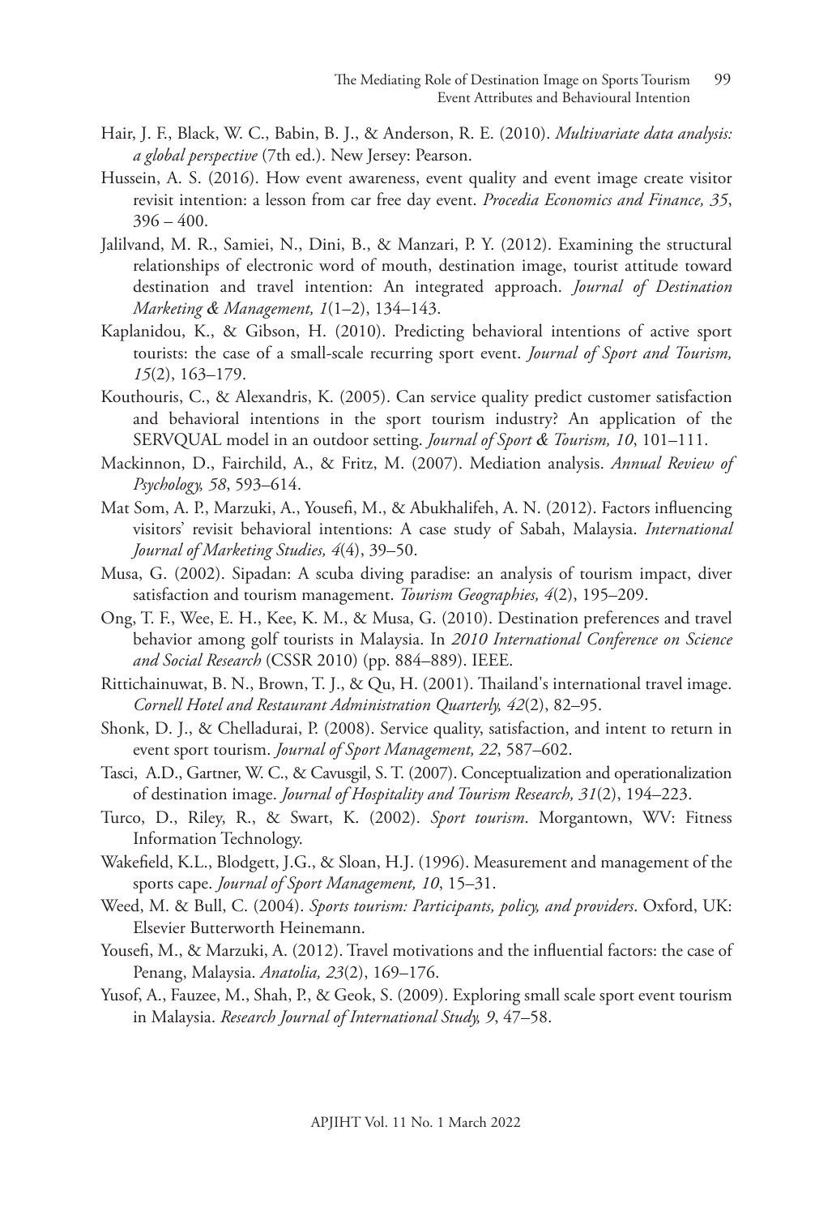Hair, J. F., Black, W. C., Babin, B. J., & Anderson, R. E. (2010). *Multivariate data analysis: a global perspective* (7th ed.). New Jersey: Pearson.

Hussein, A. S. (2016). How event awareness, event quality and event image create visitor revisit intention: a lesson from car free day event. *Procedia Economics and Finance, 35*, 396 – 400.

Jalilvand, M. R., Samiei, N., Dini, B., & Manzari, P. Y. (2012). Examining the structural relationships of electronic word of mouth, destination image, tourist attitude toward destination and travel intention: An integrated approach. *Journal of Destination Marketing & Management, 1*(1–2), 134–143.

Kaplanidou, K., & Gibson, H. (2010). Predicting behavioral intentions of active sport tourists: the case of a small-scale recurring sport event. *Journal of Sport and Tourism, 15*(2), 163–179.

Kouthouris, C., & Alexandris, K. (2005). Can service quality predict customer satisfaction and behavioral intentions in the sport tourism industry? An application of the SERVQUAL model in an outdoor setting. *Journal of Sport & Tourism, 10*, 101–111.

Mackinnon, D., Fairchild, A., & Fritz, M. (2007). Mediation analysis. *Annual Review of Psychology, 58*, 593–614.

Mat Som, A. P., Marzuki, A., Yousefi, M., & Abukhalifeh, A. N. (2012). Factors influencing visitors' revisit behavioral intentions: A case study of Sabah, Malaysia. *International Journal of Marketing Studies, 4*(4), 39–50.

Musa, G. (2002). Sipadan: A scuba diving paradise: an analysis of tourism impact, diver satisfaction and tourism management. *Tourism Geographies, 4*(2), 195–209.

Ong, T. F., Wee, E. H., Kee, K. M., & Musa, G. (2010). Destination preferences and travel behavior among golf tourists in Malaysia. In *2010 International Conference on Science and Social Research* (CSSR 2010) (pp. 884–889). IEEE.

Rittichainuwat, B. N., Brown, T. J., & Qu, H. (2001). Thailand's international travel image. *Cornell Hotel and Restaurant Administration Quarterly, 42*(2), 82–95.

Shonk, D. J., & Chelladurai, P. (2008). Service quality, satisfaction, and intent to return in event sport tourism. *Journal of Sport Management, 22*, 587–602.

Tasci, A.D., Gartner, W. C., & Cavusgil, S. T. (2007). Conceptualization and operationalization of destination image. *Journal of Hospitality and Tourism Research, 31*(2), 194–223.

Turco, D., Riley, R., & Swart, K. (2002). *Sport tourism*. Morgantown, WV: Fitness Information Technology.

Wakefield, K.L., Blodgett, J.G., & Sloan, H.J. (1996). Measurement and management of the sports cape. *Journal of Sport Management, 10*, 15–31.

Weed, M. & Bull, C. (2004). *Sports tourism: Participants, policy, and providers*. Oxford, UK: Elsevier Butterworth Heinemann.

Yousefi, M., & Marzuki, A. (2012). Travel motivations and the influential factors: the case of Penang, Malaysia. *Anatolia, 23*(2), 169–176.

Yusof, A., Fauzee, M., Shah, P., & Geok, S. (2009). Exploring small scale sport event tourism in Malaysia. *Research Journal of International Study, 9*, 47–58.